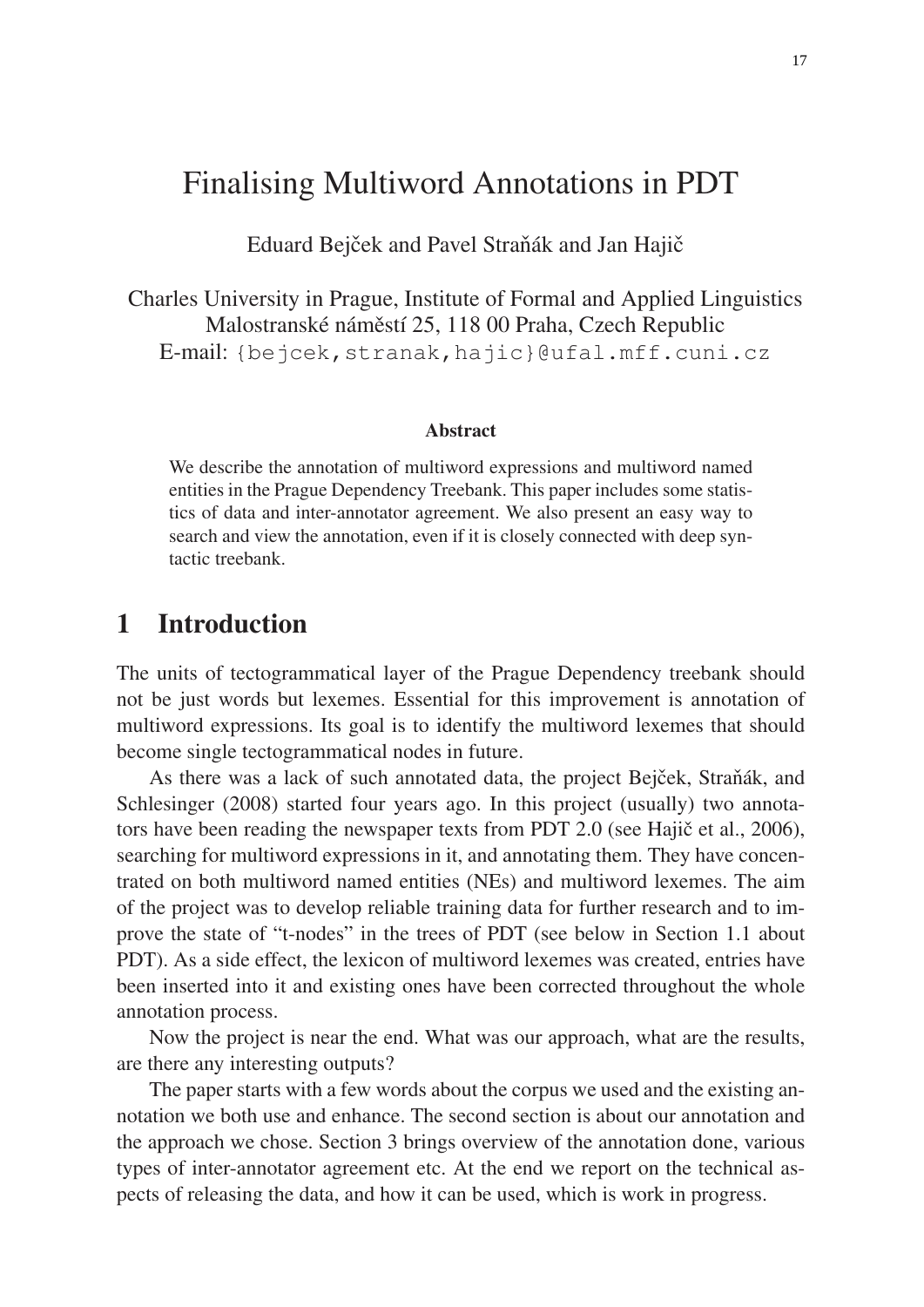# Finalising Multiword Annotations in PDT

Eduard Bejček and Pavel Straňák and Jan Hajič

Charles University in Prague, Institute of Formal and Applied Linguistics
Malostranské náměstí 25, 118 00 Praha, Czech Republic
E-mail: {bejcek,stranak,hajic}@ufal.mff.cuni.cz

### Abstract

We describe the annotation of multiword expressions and multiword named entities in the Prague Dependency Treebank. This paper includes some statistics of data and inter-annotator agreement. We also present an easy way to search and view the annotation, even if it is closely connected with deep syntactic treebank.

## 1 Introduction

The units of tectogrammatical layer of the Prague Dependency treebank should not be just words but lexemes. Essential for this improvement is annotation of multiword expressions. Its goal is to identify the multiword lexemes that should become single tectogrammatical nodes in future.

As there was a lack of such annotated data, the project Bejček, Straňák, and Schlesinger (2008) started four years ago. In this project (usually) two annotators have been reading the newspaper texts from PDT 2.0 (see Hajič et al., 2006), searching for multiword expressions in it, and annotating them. They have concentrated on both multiword named entities (NEs) and multiword lexemes. The aim of the project was to develop reliable training data for further research and to improve the state of "t-nodes" in the trees of PDT (see below in Section 1.1 about PDT). As a side effect, the lexicon of multiword lexemes was created, entries have been inserted into it and existing ones have been corrected throughout the whole annotation process.

Now the project is near the end. What was our approach, what are the results, are there any interesting outputs?

The paper starts with a few words about the corpus we used and the existing annotation we both use and enhance. The second section is about our annotation and the approach we chose. Section 3 brings overview of the annotation done, various types of inter-annotator agreement etc. At the end we report on the technical aspects of releasing the data, and how it can be used, which is work in progress.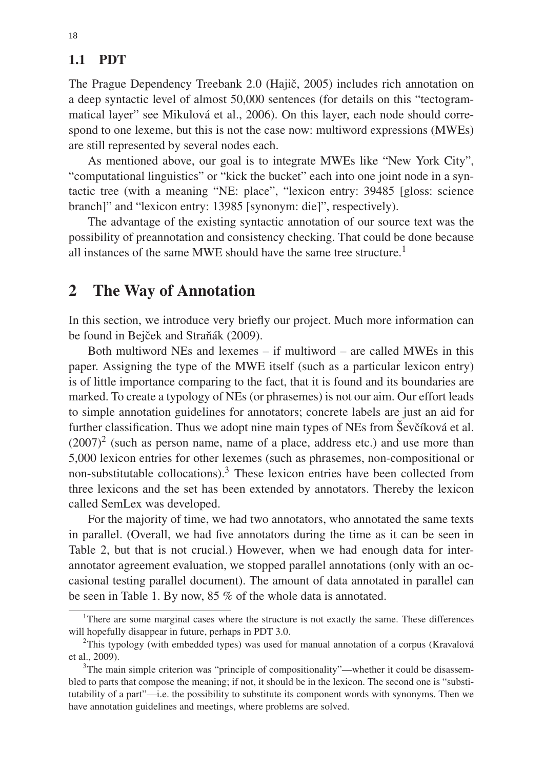### 1.1 PDT

The Prague Dependency Treebank 2.0 (Hajič, 2005) includes rich annotation on a deep syntactic level of almost 50,000 sentences (for details on this "tectogrammatical layer" see Mikulová et al., 2006). On this layer, each node should correspond to one lexeme, but this is not the case now: multiword expressions (MWEs) are still represented by several nodes each.

As mentioned above, our goal is to integrate MWEs like "New York City", "computational linguistics" or "kick the bucket" each into one joint node in a syntactic tree (with a meaning "NE: place", "lexicon entry: 39485 [gloss: science branch]" and "lexicon entry: 13985 [synonym: die]", respectively).

The advantage of the existing syntactic annotation of our source text was the possibility of preannotation and consistency checking. That could be done because all instances of the same MWE should have the same tree structure.[1]

## 2 The Way of Annotation

In this section, we introduce very briefly our project. Much more information can be found in Bejček and Straňák (2009).

Both multiword NEs and lexemes – if multiword – are called MWEs in this paper. Assigning the type of the MWE itself (such as a particular lexicon entry) is of little importance comparing to the fact, that it is found and its boundaries are marked. To create a typology of NEs (or phrasemes) is not our aim. Our effort leads to simple annotation guidelines for annotators; concrete labels are just an aid for further classification. Thus we adopt nine main types of NEs from Ševčíková et al. (2007)[2] (such as person name, name of a place, address etc.) and use more than 5,000 lexicon entries for other lexemes (such as phrasemes, non-compositional or non-substitutable collocations).[3] These lexicon entries have been collected from three lexicons and the set has been extended by annotators. Thereby the lexicon called SemLex was developed.

For the majority of time, we had two annotators, who annotated the same texts in parallel. (Overall, we had five annotators during the time as it can be seen in Table 2, but that is not crucial.) However, when we had enough data for inter-annotator agreement evaluation, we stopped parallel annotations (only with an occasional testing parallel document). The amount of data annotated in parallel can be seen in Table 1. By now, 85 % of the whole data is annotated.

[1] There are some marginal cases where the structure is not exactly the same. These differences will hopefully disappear in future, perhaps in PDT 3.0.

[2] This typology (with embedded types) was used for manual annotation of a corpus (Kravalová et al., 2009).

[3] The main simple criterion was "principle of compositionality"—whether it could be disassembled to parts that compose the meaning; if not, it should be in the lexicon. The second one is "substitutability of a part"—i.e. the possibility to substitute its component words with synonyms. Then we have annotation guidelines and meetings, where problems are solved.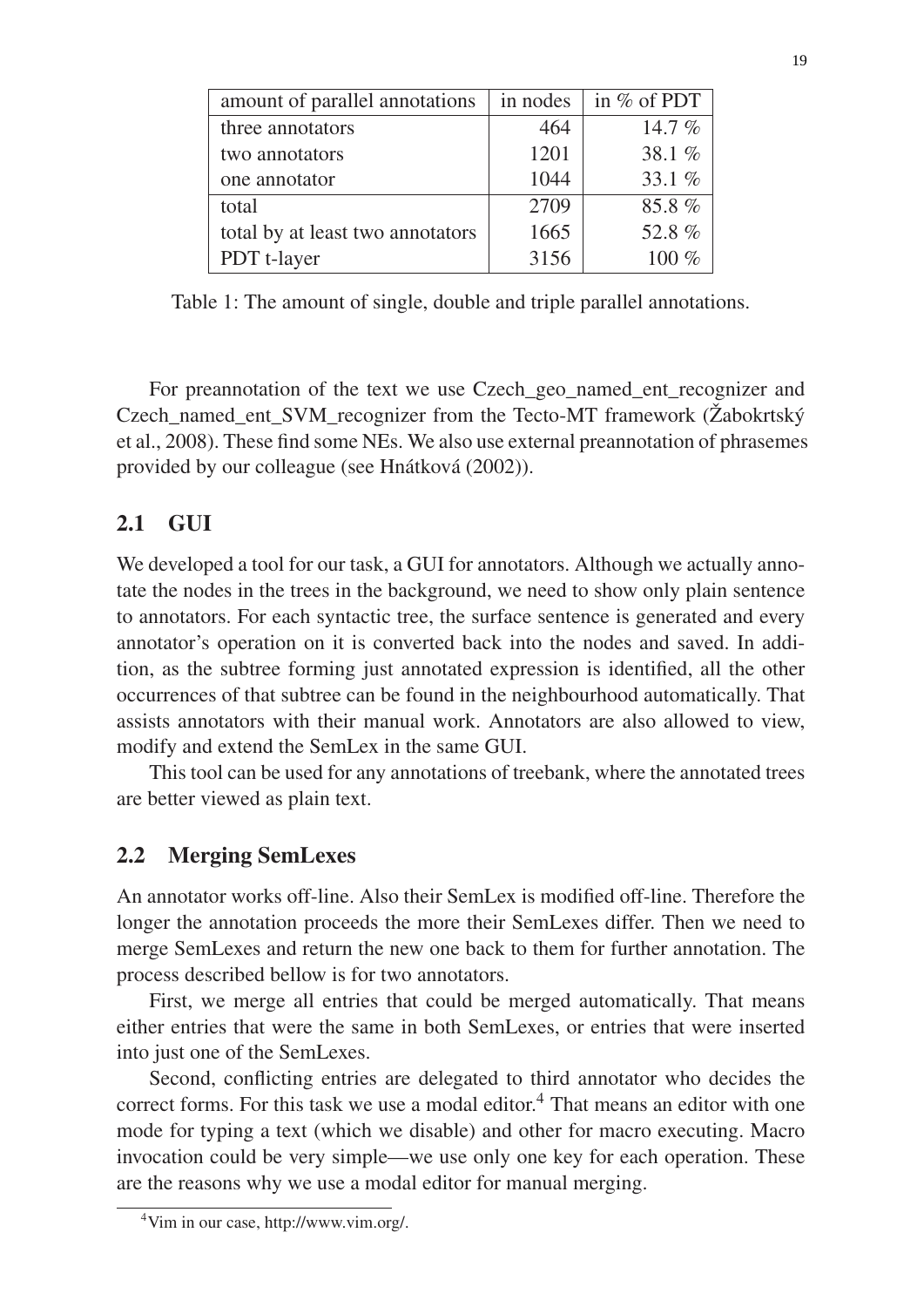| amount of parallel annotations | in nodes | in % of PDT |
|---|---|---|
| three annotators | 464 | 14.7 % |
| two annotators | 1201 | 38.1 % |
| one annotator | 1044 | 33.1 % |
| total | 2709 | 85.8 % |
| total by at least two annotators | 1665 | 52.8 % |
| PDT t-layer | 3156 | 100 % |

Table 1: The amount of single, double and triple parallel annotations.

For preannotation of the text we use Czech_geo_named_ent_recognizer and Czech_named_ent_SVM_recognizer from the Tecto-MT framework (Žabokrtský et al., 2008). These find some NEs. We also use external preannotation of phrasemes provided by our colleague (see Hnátková (2002)).

## 2.1 GUI

We developed a tool for our task, a GUI for annotators. Although we actually annotate the nodes in the trees in the background, we need to show only plain sentence to annotators. For each syntactic tree, the surface sentence is generated and every annotator's operation on it is converted back into the nodes and saved. In addition, as the subtree forming just annotated expression is identified, all the other occurrences of that subtree can be found in the neighbourhood automatically. That assists annotators with their manual work. Annotators are also allowed to view, modify and extend the SemLex in the same GUI.

This tool can be used for any annotations of treebank, where the annotated trees are better viewed as plain text.

## 2.2 Merging SemLexes

An annotator works off-line. Also their SemLex is modified off-line. Therefore the longer the annotation proceeds the more their SemLexes differ. Then we need to merge SemLexes and return the new one back to them for further annotation. The process described bellow is for two annotators.

First, we merge all entries that could be merged automatically. That means either entries that were the same in both SemLexes, or entries that were inserted into just one of the SemLexes.

Second, conflicting entries are delegated to third annotator who decides the correct forms. For this task we use a modal editor.[4] That means an editor with one mode for typing a text (which we disable) and other for macro executing. Macro invocation could be very simple—we use only one key for each operation. These are the reasons why we use a modal editor for manual merging.

[4] Vim in our case, http://www.vim.org/.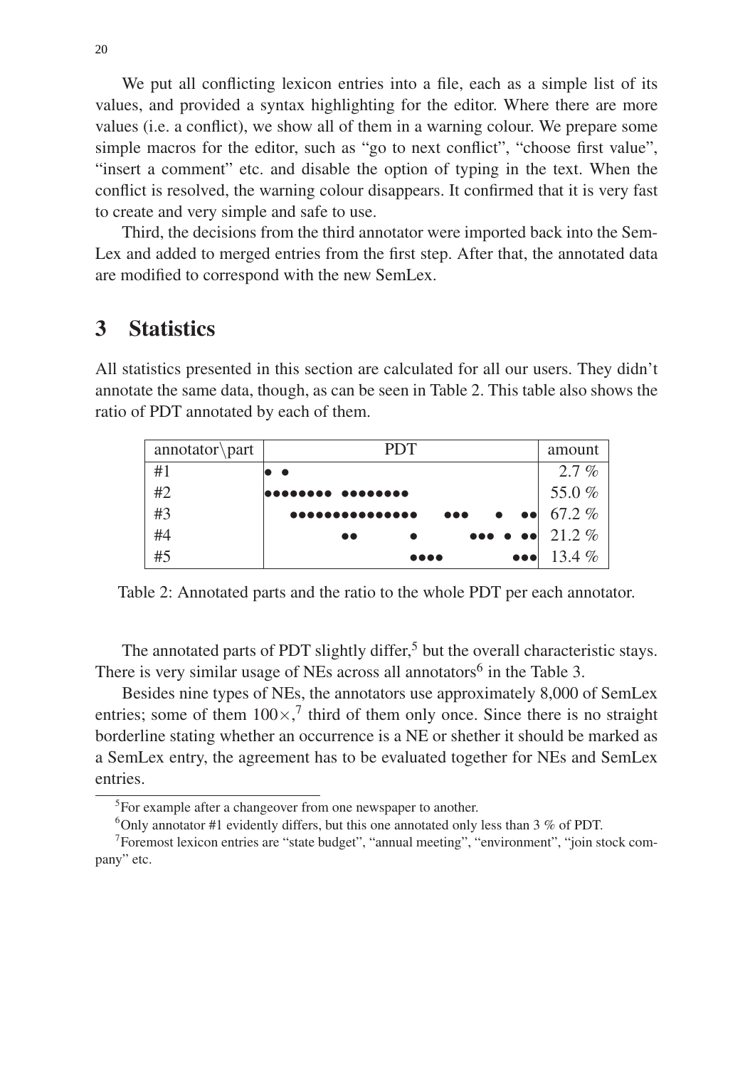We put all conflicting lexicon entries into a file, each as a simple list of its values, and provided a syntax highlighting for the editor. Where there are more values (i.e. a conflict), we show all of them in a warning colour. We prepare some simple macros for the editor, such as "go to next conflict", "choose first value", "insert a comment" etc. and disable the option of typing in the text. When the conflict is resolved, the warning colour disappears. It confirmed that it is very fast to create and very simple and safe to use.

Third, the decisions from the third annotator were imported back into the SemLex and added to merged entries from the first step. After that, the annotated data are modified to correspond with the new SemLex.

## 3 Statistics

All statistics presented in this section are calculated for all our users. They didn't annotate the same data, though, as can be seen in Table 2. This table also shows the ratio of PDT annotated by each of them.

| annotator\part | PDT | amount |
|---|---|---|
| #1 | ● ● | 2.7 % |
| #2 | ●●●●●●●● ●●●●●●●● | 55.0 % |
| #3 | ●●●●●●●●●●●●●● ●●● ● ●● | 67.2 % |
| #4 | ●● ● ●●● ● ●● | 21.2 % |
| #5 | ●●●● ●●● | 13.4 % |

Table 2: Annotated parts and the ratio to the whole PDT per each annotator.

The annotated parts of PDT slightly differ,[5] but the overall characteristic stays. There is very similar usage of NEs across all annotators[6] in the Table 3.

Besides nine types of NEs, the annotators use approximately 8,000 of SemLex entries; some of them $100\times$,[7] third of them only once. Since there is no straight borderline stating whether an occurrence is a NE or shether it should be marked as a SemLex entry, the agreement has to be evaluated together for NEs and SemLex entries.

[5] For example after a changeover from one newspaper to another.

[6] Only annotator #1 evidently differs, but this one annotated only less than 3 % of PDT.

[7] Foremost lexicon entries are "state budget", "annual meeting", "environment", "join stock company" etc.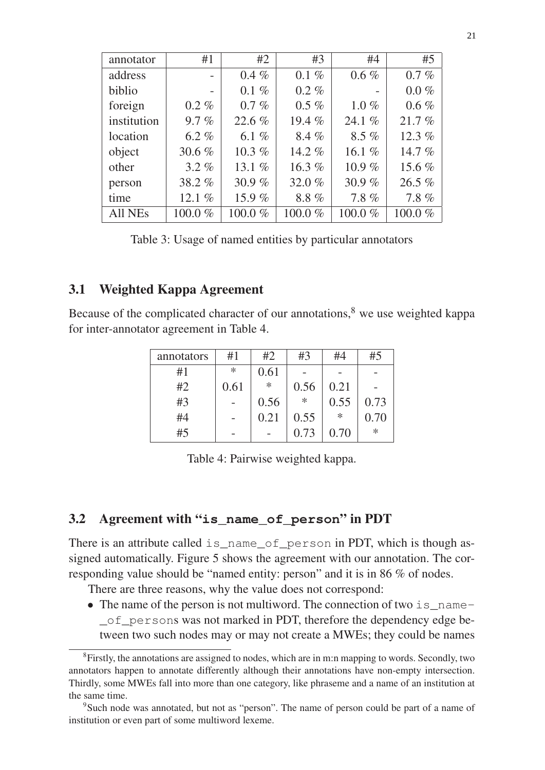| annotator | #1 | #2 | #3 | #4 | #5 |
|---|---|---|---|---|---|
| address | - | 0.4 % | 0.1 % | 0.6 % | 0.7 % |
| biblio | - | 0.1 % | 0.2 % | - | 0.0 % |
| foreign | 0.2 % | 0.7 % | 0.5 % | 1.0 % | 0.6 % |
| institution | 9.7 % | 22.6 % | 19.4 % | 24.1 % | 21.7 % |
| location | 6.2 % | 6.1 % | 8.4 % | 8.5 % | 12.3 % |
| object | 30.6 % | 10.3 % | 14.2 % | 16.1 % | 14.7 % |
| other | 3.2 % | 13.1 % | 16.3 % | 10.9 % | 15.6 % |
| person | 38.2 % | 30.9 % | 32.0 % | 30.9 % | 26.5 % |
| time | 12.1 % | 15.9 % | 8.8 % | 7.8 % | 7.8 % |
| All NEs | 100.0 % | 100.0 % | 100.0 % | 100.0 % | 100.0 % |

Table 3: Usage of named entities by particular annotators

### 3.1 Weighted Kappa Agreement

Because of the complicated character of our annotations,[8] we use weighted kappa for inter-annotator agreement in Table 4.

| annotators | #1 | #2 | #3 | #4 | #5 |
|---|---|---|---|---|---|
| #1 | * | 0.61 | - | - | - |
| #2 | 0.61 | * | 0.56 | 0.21 | - |
| #3 | - | 0.56 | * | 0.55 | 0.73 |
| #4 | - | 0.21 | 0.55 | * | 0.70 |
| #5 | - | - | 0.73 | 0.70 | * |

Table 4: Pairwise weighted kappa.

### 3.2 Agreement with "`is_name_of_person`" in PDT

There is an attribute called `is_name_of_person` in PDT, which is though assigned automatically. Figure 5 shows the agreement with our annotation. The corresponding value should be "named entity: person" and it is in 86 % of nodes.

There are three reasons, why the value does not correspond:

- The name of the person is not multiword. The connection of two `is_name_of_persons` was not marked in PDT, therefore the dependency edge between two such nodes may or may not create a MWEs; they could be names

[8] Firstly, the annotations are assigned to nodes, which are in m:n mapping to words. Secondly, two annotators happen to annotate differently although their annotations have non-empty intersection. Thirdly, some MWEs fall into more than one category, like phraseme and a name of an institution at the same time.

[9] Such node was annotated, but not as "person". The name of person could be part of a name of institution or even part of some multiword lexeme.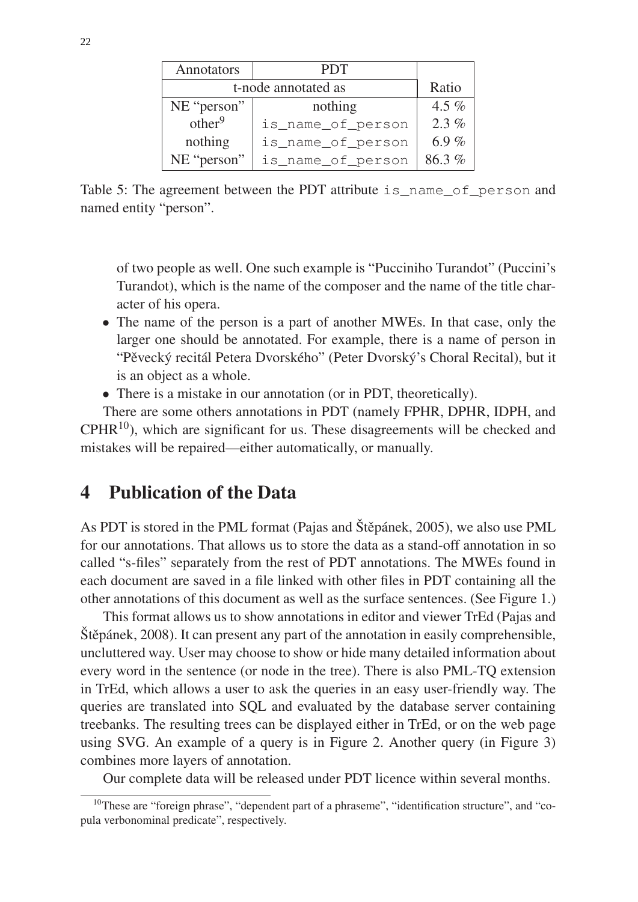| Annotators | PDT | |
|---|---|---|
| t-node annotated as | | Ratio |
| NE "person" | nothing | 4.5 % |
| other[9] | is_name_of_person | 2.3 % |
| nothing | is_name_of_person | 6.9 % |
| NE "person" | is_name_of_person | 86.3 % |

Table 5: The agreement between the PDT attribute is_name_of_person and named entity "person".

of two people as well. One such example is "Pucciniho Turandot" (Puccini's Turandot), which is the name of the composer and the name of the title character of his opera.

- The name of the person is a part of another MWEs. In that case, only the larger one should be annotated. For example, there is a name of person in "Pěvecký recitál Petera Dvorského" (Peter Dvorský's Choral Recital), but it is an object as a whole.
- There is a mistake in our annotation (or in PDT, theoretically).

There are some others annotations in PDT (namely FPHR, DPHR, IDPH, and CPHR[10]), which are significant for us. These disagreements will be checked and mistakes will be repaired—either automatically, or manually.

# 4 Publication of the Data

As PDT is stored in the PML format (Pajas and Štěpánek, 2005), we also use PML for our annotations. That allows us to store the data as a stand-off annotation in so called "s-files" separately from the rest of PDT annotations. The MWEs found in each document are saved in a file linked with other files in PDT containing all the other annotations of this document as well as the surface sentences. (See Figure 1.)

This format allows us to show annotations in editor and viewer TrEd (Pajas and Štěpánek, 2008). It can present any part of the annotation in easily comprehensible, uncluttered way. User may choose to show or hide many detailed information about every word in the sentence (or node in the tree). There is also PML-TQ extension in TrEd, which allows a user to ask the queries in an easy user-friendly way. The queries are translated into SQL and evaluated by the database server containing treebanks. The resulting trees can be displayed either in TrEd, or on the web page using SVG. An example of a query is in Figure 2. Another query (in Figure 3) combines more layers of annotation.

Our complete data will be released under PDT licence within several months.

[10] These are "foreign phrase", "dependent part of a phraseme", "identification structure", and "copula verbonominal predicate", respectively.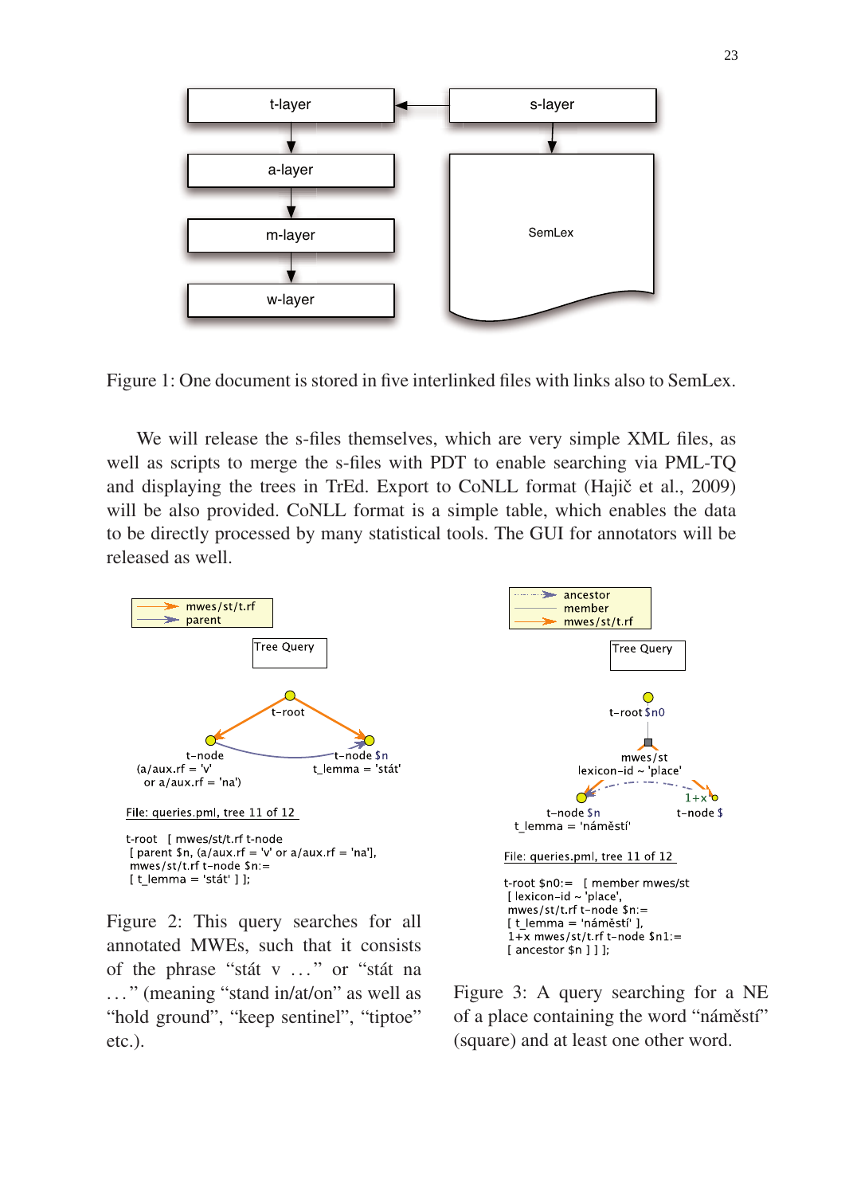Figure 1: One document is stored in five interlinked files with links also to SemLex.

We will release the s-files themselves, which are very simple XML files, as well as scripts to merge the s-files with PDT to enable searching via PML-TQ and displaying the trees in TrEd. Export to CoNLL format (Hajič et al., 2009) will be also provided. CoNLL format is a simple table, which enables the data to be directly processed by many statistical tools. The GUI for annotators will be released as well.

```
t-root  [ mwes/st/t.rf t-node
 [ parent $n, (a/aux.rf = 'v' or a/aux.rf = 'na'],
 mwes/st/t.rf t-node $n:=
 [ t_lemma = 'stát' ] ];
```

Figure 2: This query searches for all annotated MWEs, such that it consists of the phrase “stát v ...” or “stát na ...” (meaning “stand in/at/on” as well as “hold ground”, “keep sentinel”, “tiptoe” etc.).

```
t-root $n0:=  [ member mwes/st
 [ lexicon-id ~ 'place',
 mwes/st/t.rf t-node $n:=
 [ t_lemma = 'náměstí' ],
 1+x mwes/st/t.rf t-node $n1:=
 [ ancestor $n ] ] ];
```

Figure 3: A query searching for a NE of a place containing the word “náměstí” (square) and at least one other word.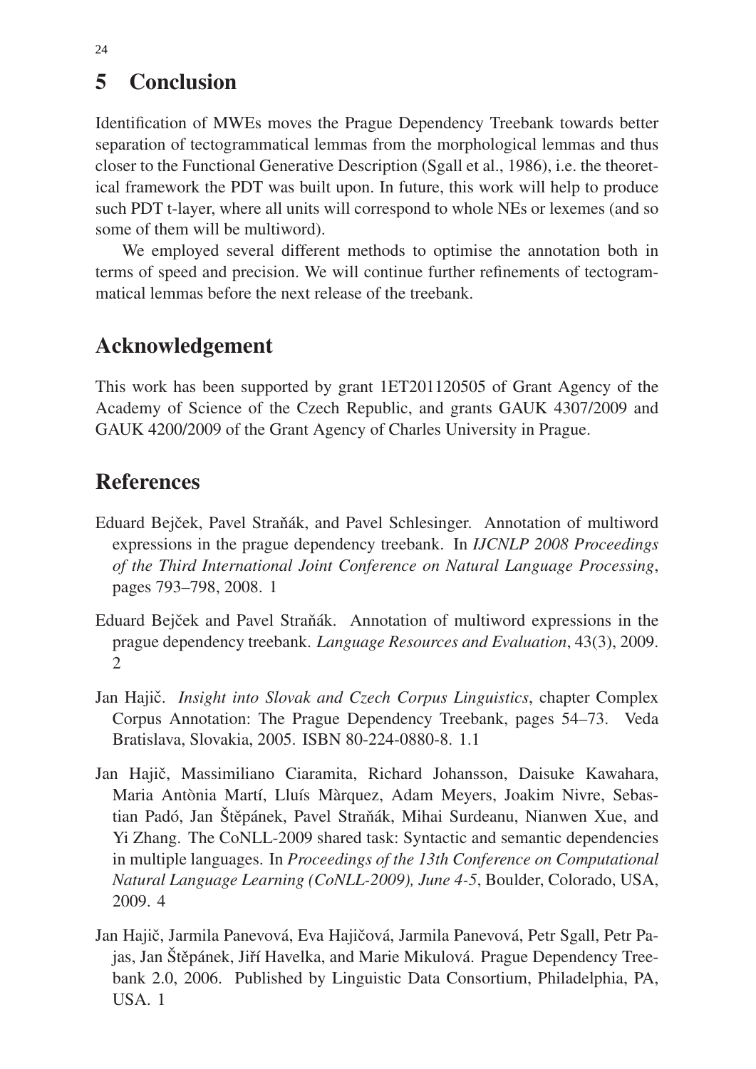## 5 Conclusion

Identification of MWEs moves the Prague Dependency Treebank towards better separation of tectogrammatical lemmas from the morphological lemmas and thus closer to the Functional Generative Description (Sgall et al., 1986), i.e. the theoretical framework the PDT was built upon. In future, this work will help to produce such PDT t-layer, where all units will correspond to whole NEs or lexemes (and so some of them will be multiword).

We employed several different methods to optimise the annotation both in terms of speed and precision. We will continue further refinements of tectogrammatical lemmas before the next release of the treebank.

## Acknowledgement

This work has been supported by grant 1ET201120505 of Grant Agency of the Academy of Science of the Czech Republic, and grants GAUK 4307/2009 and GAUK 4200/2009 of the Grant Agency of Charles University in Prague.

## References

Eduard Bejček, Pavel Straňák, and Pavel Schlesinger. Annotation of multiword expressions in the prague dependency treebank. In *IJCNLP 2008 Proceedings of the Third International Joint Conference on Natural Language Processing*, pages 793–798, 2008. 1

Eduard Bejček and Pavel Straňák. Annotation of multiword expressions in the prague dependency treebank. *Language Resources and Evaluation*, 43(3), 2009. 2

Jan Hajič. *Insight into Slovak and Czech Corpus Linguistics*, chapter Complex Corpus Annotation: The Prague Dependency Treebank, pages 54–73. Veda Bratislava, Slovakia, 2005. ISBN 80-224-0880-8. 1.1

Jan Hajič, Massimiliano Ciaramita, Richard Johansson, Daisuke Kawahara, Maria Antònia Martí, Lluís Màrquez, Adam Meyers, Joakim Nivre, Sebastian Padó, Jan Štěpánek, Pavel Straňák, Mihai Surdeanu, Nianwen Xue, and Yi Zhang. The CoNLL-2009 shared task: Syntactic and semantic dependencies in multiple languages. In *Proceedings of the 13th Conference on Computational Natural Language Learning (CoNLL-2009), June 4-5*, Boulder, Colorado, USA, 2009. 4

Jan Hajič, Jarmila Panevová, Eva Hajičová, Jarmila Panevová, Petr Sgall, Petr Pajas, Jan Štěpánek, Jiří Havelka, and Marie Mikulová. Prague Dependency Treebank 2.0, 2006. Published by Linguistic Data Consortium, Philadelphia, PA, USA. 1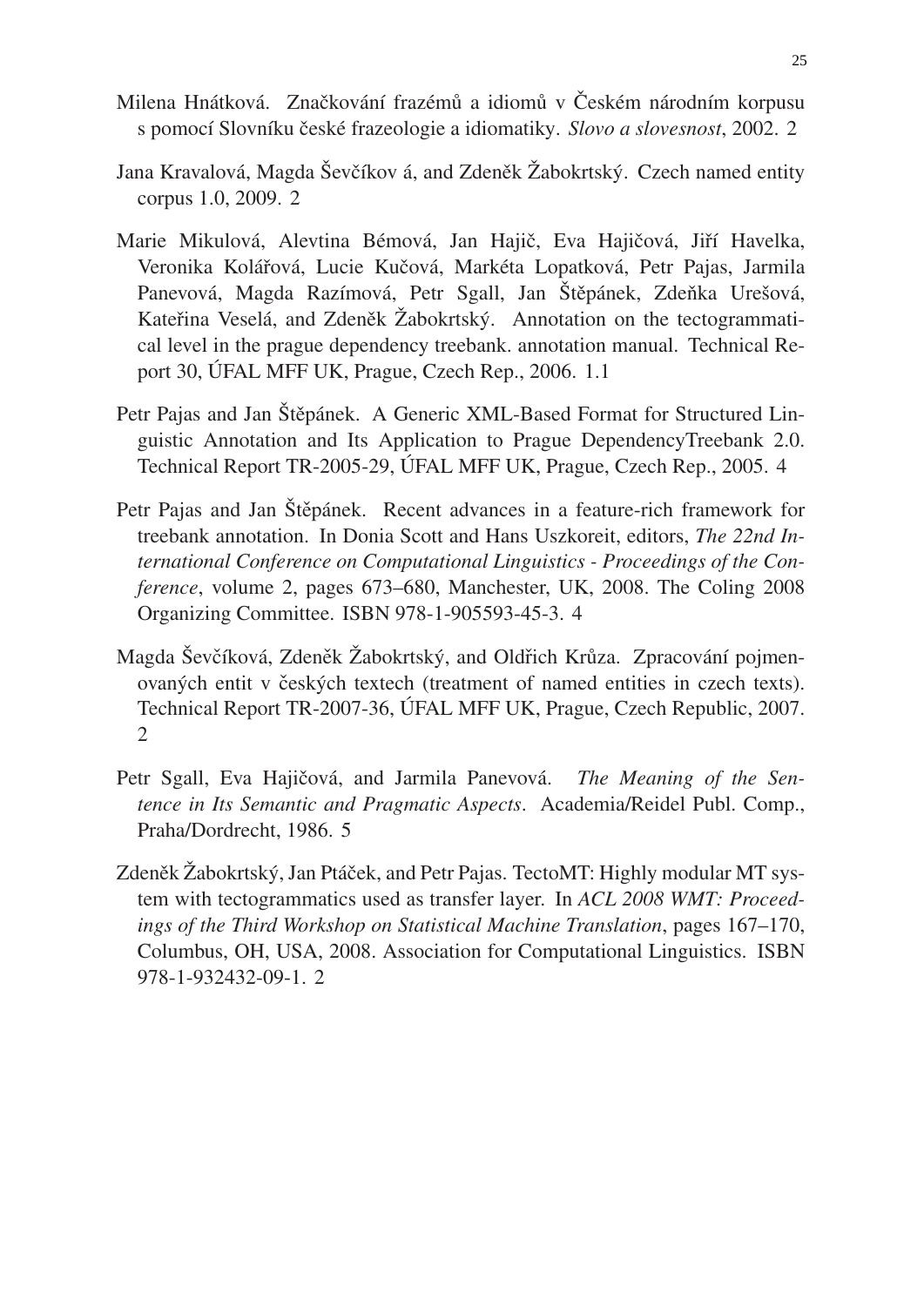Milena Hnátková. Značkování frazémů a idiomů v Českém národním korpusu s pomocí Slovníku české frazeologie a idiomatiky. *Slovo a slovesnost*, 2002. 2

Jana Kravalová, Magda Ševčíkov á, and Zdeněk Žabokrtský. Czech named entity corpus 1.0, 2009. 2

Marie Mikulová, Alevtina Bémová, Jan Hajič, Eva Hajičová, Jiří Havelka, Veronika Kolářová, Lucie Kučová, Markéta Lopatková, Petr Pajas, Jarmila Panevová, Magda Razímová, Petr Sgall, Jan Štěpánek, Zdeňka Urešová, Kateřina Veselá, and Zdeněk Žabokrtský. Annotation on the tectogrammatical level in the prague dependency treebank. annotation manual. Technical Report 30, ÚFAL MFF UK, Prague, Czech Rep., 2006. 1.1

Petr Pajas and Jan Štěpánek. A Generic XML-Based Format for Structured Linguistic Annotation and Its Application to Prague DependencyTreebank 2.0. Technical Report TR-2005-29, ÚFAL MFF UK, Prague, Czech Rep., 2005. 4

Petr Pajas and Jan Štěpánek. Recent advances in a feature-rich framework for treebank annotation. In Donia Scott and Hans Uszkoreit, editors, *The 22nd International Conference on Computational Linguistics - Proceedings of the Conference*, volume 2, pages 673–680, Manchester, UK, 2008. The Coling 2008 Organizing Committee. ISBN 978-1-905593-45-3. 4

Magda Ševčíková, Zdeněk Žabokrtský, and Oldřich Krůza. Zpracování pojmenovaných entit v českých textech (treatment of named entities in czech texts). Technical Report TR-2007-36, ÚFAL MFF UK, Prague, Czech Republic, 2007. 2

Petr Sgall, Eva Hajičová, and Jarmila Panevová. *The Meaning of the Sentence in Its Semantic and Pragmatic Aspects*. Academia/Reidel Publ. Comp., Praha/Dordrecht, 1986. 5

Zdeněk Žabokrtský, Jan Ptáček, and Petr Pajas. TectoMT: Highly modular MT system with tectogrammatics used as transfer layer. In *ACL 2008 WMT: Proceedings of the Third Workshop on Statistical Machine Translation*, pages 167–170, Columbus, OH, USA, 2008. Association for Computational Linguistics. ISBN 978-1-932432-09-1. 2